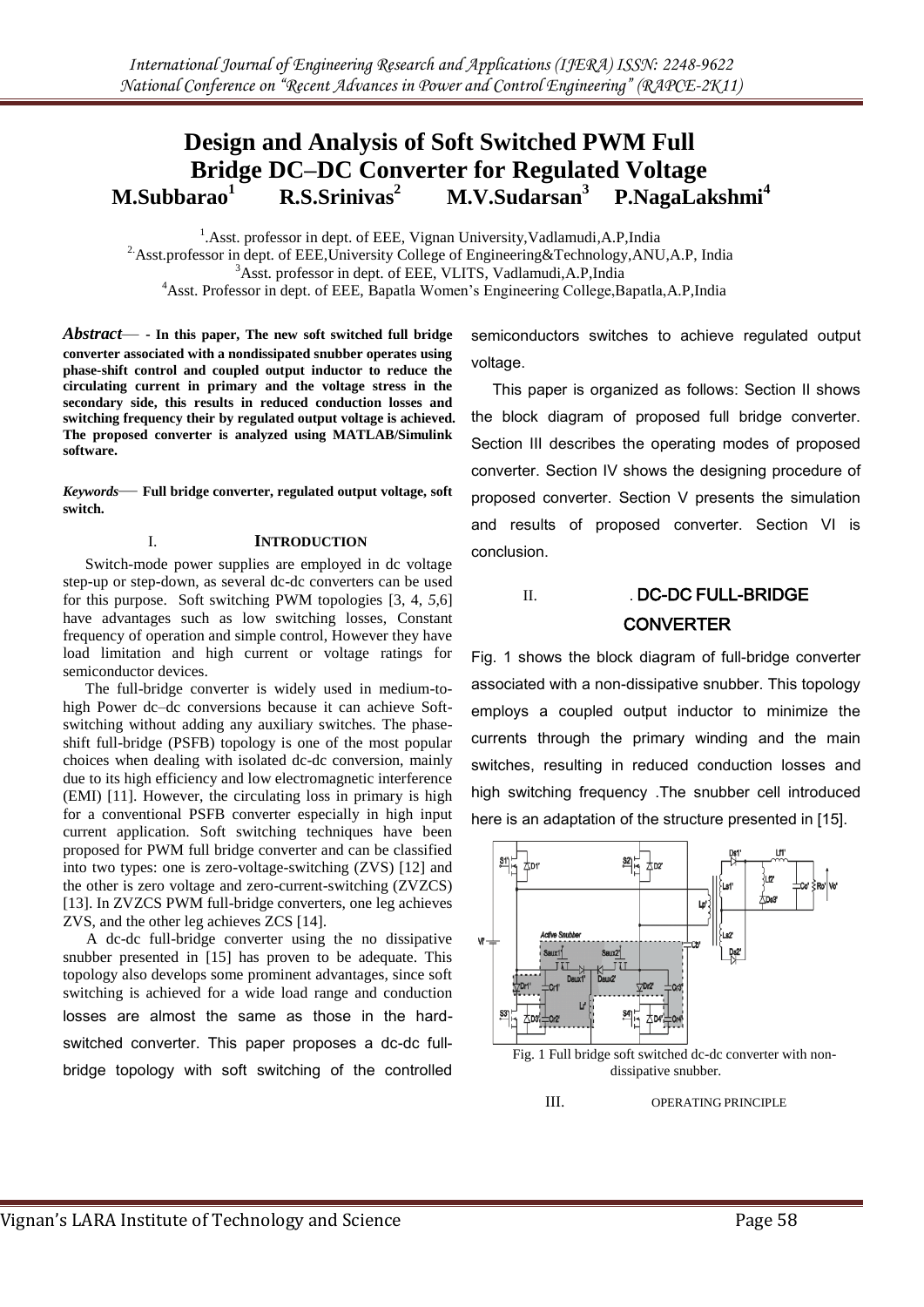# Design and Analysis of Soft Switched PWM Full Bridge DC–DC Converter for Regulated Voltage

**M.Subbarao[1] R.S.Srinivas[2] M.V.Sudarsan[3] P.NagaLakshmi[4]**

[1].Asst. professor in dept. of EEE, Vignan University,Vadlamudi,A.P,India
[2].Asst.professor in dept. of EEE,University College of Engineering&Technology,ANU,A.P, India
[3]Asst. professor in dept. of EEE, VLITS, Vadlamudi,A.P,India
[4]Asst. Professor in dept. of EEE, Bapatla Women's Engineering College,Bapatla,A.P,India

***Abstract*— - In this paper, The new soft switched full bridge converter associated with a nondissipated snubber operates using phase-shift control and coupled output inductor to reduce the circulating current in primary and the voltage stress in the secondary side, this results in reduced conduction losses and switching frequency their by regulated output voltage is achieved. The proposed converter is analyzed using MATLAB/Simulink software.**

***Keywords*— Full bridge converter, regulated output voltage, soft switch.**

## I. INTRODUCTION

Switch-mode power supplies are employed in dc voltage step-up or step-down, as several dc-dc converters can be used for this purpose. Soft switching PWM topologies [3, 4, 5,6] have advantages such as low switching losses, Constant frequency of operation and simple control, However they have load limitation and high current or voltage ratings for semiconductor devices.

The full-bridge converter is widely used in medium-to-high Power dc–dc conversions because it can achieve Soft-switching without adding any auxiliary switches. The phase-shift full-bridge (PSFB) topology is one of the most popular choices when dealing with isolated dc-dc conversion, mainly due to its high efficiency and low electromagnetic interference (EMI) [11]. However, the circulating loss in primary is high for a conventional PSFB converter especially in high input current application. Soft switching techniques have been proposed for PWM full bridge converter and can be classified into two types: one is zero-voltage-switching (ZVS) [12] and the other is zero voltage and zero-current-switching (ZVZCS) [13]. In ZVZCS PWM full-bridge converters, one leg achieves ZVS, and the other leg achieves ZCS [14].

A dc-dc full-bridge converter using the no dissipative snubber presented in [15] has proven to be adequate. This topology also develops some prominent advantages, since soft switching is achieved for a wide load range and conduction losses are almost the same as those in the hard-switched converter. This paper proposes a dc-dc full-bridge topology with soft switching of the controlled semiconductors switches to achieve regulated output voltage.

This paper is organized as follows: Section II shows the block diagram of proposed full bridge converter. Section III describes the operating modes of proposed converter. Section IV shows the designing procedure of proposed converter. Section V presents the simulation and results of proposed converter. Section VI is conclusion.

## II. DC-DC FULL-BRIDGE CONVERTER

Fig. 1 shows the block diagram of full-bridge converter associated with a non-dissipative snubber. This topology employs a coupled output inductor to minimize the currents through the primary winding and the main switches, resulting in reduced conduction losses and high switching frequency .The snubber cell introduced here is an adaptation of the structure presented in [15].

Fig. 1 Full bridge soft switched dc-dc converter with non-dissipative snubber.

## III. OPERATING PRINCIPLE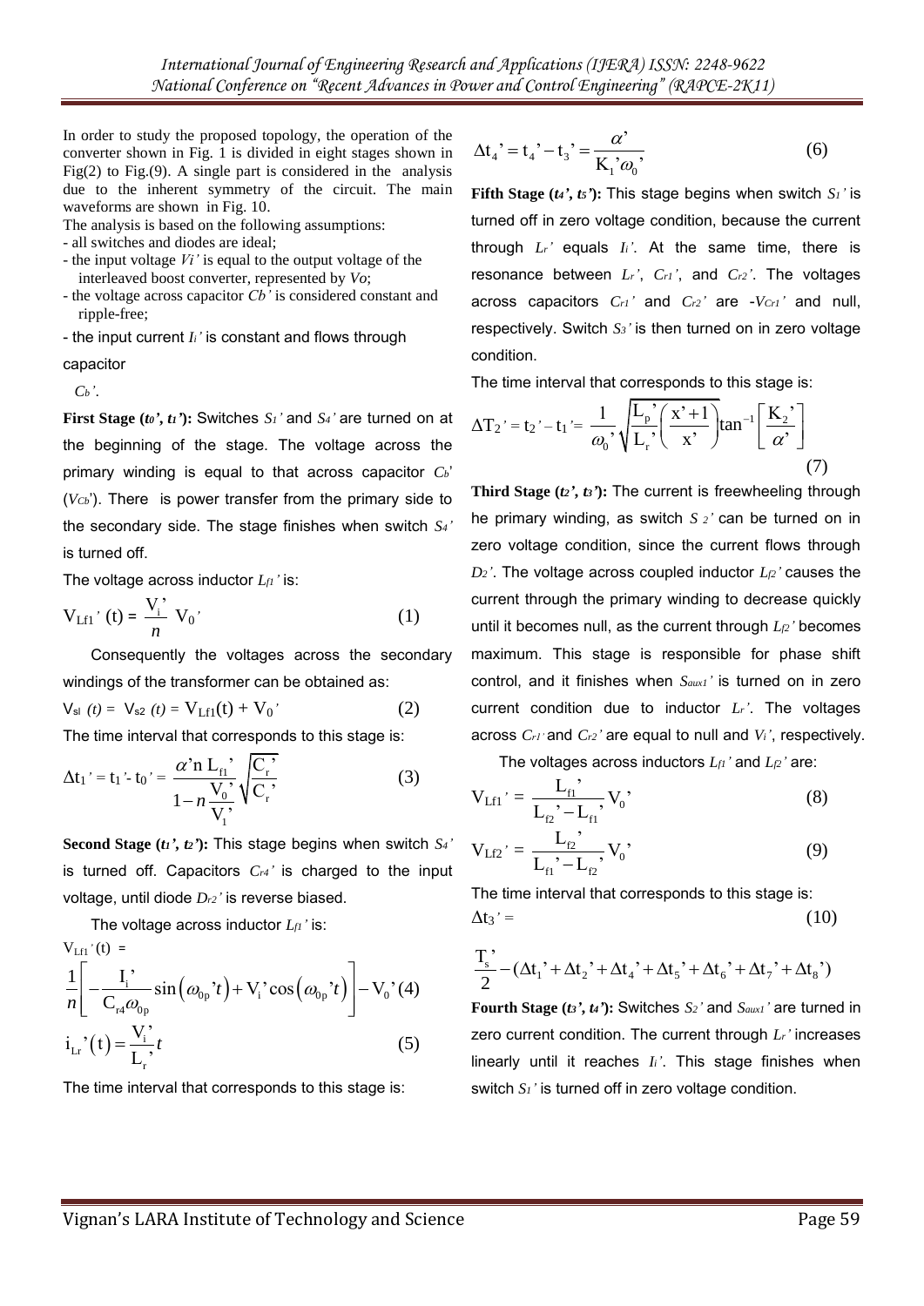In order to study the proposed topology, the operation of the converter shown in Fig. 1 is divided in eight stages shown in Fig(2) to Fig.(9). A single part is considered in the analysis due to the inherent symmetry of the circuit. The main waveforms are shown in Fig. 10.

The analysis is based on the following assumptions:

- all switches and diodes are ideal;
- the input voltage *Vi'* is equal to the output voltage of the interleaved boost converter, represented by *Vo*;
- the voltage across capacitor *Cb'* is considered constant and ripple-free;
- the input current $I_i$' is constant and flows through capacitor $C_b$'.

**First Stage ($t_0$', $t_1$'):** Switches $S_1$' and $S_4$' are turned on at the beginning of the stage. The voltage across the primary winding is equal to that across capacitor $C_b$' ($V_{Cb}$'). There is power transfer from the primary side to the secondary side. The stage finishes when switch $S_4$' is turned off.

The voltage across inductor $L_{f1}$' is:

$$V_{Lf1}'\,(t) = \frac{V_i'}{n}\ V_0' \tag{1}$$

Consequently the voltages across the secondary windings of the transformer can be obtained as:

$$V_{sl}\ (t) = V_{s2}\ (t) = V_{Lf1}(t) + V_0' \tag{2}$$

The time interval that corresponds to this stage is:

$$\Delta t_1' = t_1' - t_0' = \frac{\alpha' n\, L_{f1}'}{1 - n\dfrac{V_0'}{V_1'}}\sqrt{\frac{C_r'}{C_r'}} \tag{3}$$

**Second Stage ($t_1$', $t_2$'):** This stage begins when switch $S_4$' is turned off. Capacitors $C_{r4}$' is charged to the input voltage, until diode $D_{r2}$' is reverse biased.

The voltage across inductor $L_{f1}$' is:

$$V_{Lf1}'(t) = \frac{1}{n}\left[-\frac{I_i'}{C_{r4}\omega_{0p}}\sin\left(\omega_{0p}'t\right) + V_i'\cos\left(\omega_{0p}'t\right)\right] - V_0' \tag{4}$$

$$i_{Lr}'(t) = \frac{V_i'}{L_r'}t \tag{5}$$

The time interval that corresponds to this stage is:

$$\Delta t_4' = t_4' - t_3' = \frac{\alpha'}{K_1'\omega_0'} \tag{6}$$

**Fifth Stage ($t_4$', $t_5$'):** This stage begins when switch $S_1$' is turned off in zero voltage condition, because the current through $L_r$' equals $I_i$'. At the same time, there is resonance between $L_r$', $C_{r1}$', and $C_{r2}$'. The voltages across capacitors $C_{r1}$' and $C_{r2}$' are -$V_{Cr1}$' and null, respectively. Switch $S_3$' is then turned on in zero voltage condition.

The time interval that corresponds to this stage is:

$$\Delta T_2' = t_2' - t_1' = \frac{1}{\omega_0'}\sqrt{\frac{L_p'}{L_r'}\left(\frac{x'+1}{x'}\right)}\tan^{-1}\left[\frac{K_2'}{\alpha'}\right] \tag{7}$$

**Third Stage ($t_2$', $t_3$'):** The current is freewheeling through he primary winding, as switch $S_2$' can be turned on in zero voltage condition, since the current flows through $D_2$'. The voltage across coupled inductor $L_{f2}$' causes the current through the primary winding to decrease quickly until it becomes null, as the current through $L_{f2}$' becomes maximum. This stage is responsible for phase shift control, and it finishes when $S_{aux1}$' is turned on in zero current condition due to inductor $L_r$'. The voltages across $C_{r1}$' and $C_{r2}$' are equal to null and $V_i$', respectively.

The voltages across inductors $L_{f1}$' and $L_{f2}$' are:

$$V_{Lf1}' = \frac{L_{f1}'}{L_{f2}' - L_{f1}'}V_0' \tag{8}$$

$$V_{Lf2}' = \frac{L_{f2}'}{L_{f1}' - L_{f2}'}V_0' \tag{9}$$

The time interval that corresponds to this stage is:

$$\Delta t_3' = \tag{10}$$

$$\frac{T_s'}{2} - (\Delta t_1' + \Delta t_2' + \Delta t_4' + \Delta t_5' + \Delta t_6' + \Delta t_7' + \Delta t_8')$$

**Fourth Stage ($t_3$', $t_4$'):** Switches $S_2$' and $S_{aux1}$' are turned in zero current condition. The current through $L_r$' increases linearly until it reaches $I_i$'. This stage finishes when switch $S_1$' is turned off in zero voltage condition.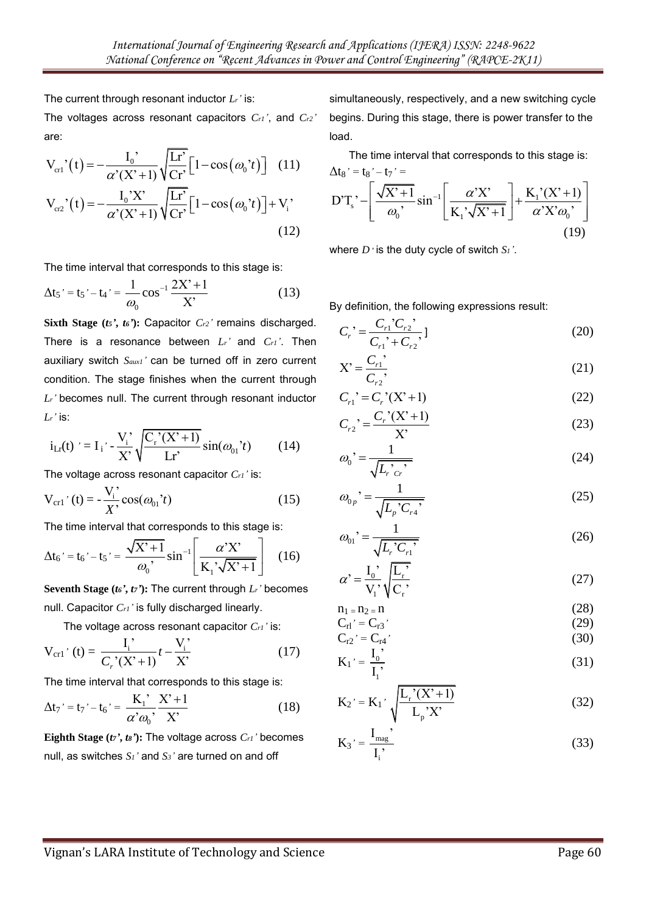The current through resonant inductor $L_r'$ is:

The voltages across resonant capacitors $C_{r1}'$, and $C_{r2}'$ are:

$$V_{cr1}'(t) = -\frac{I_0'}{\alpha'(X'+1)}\sqrt{\frac{Lr'}{Cr'}}\left[1-\cos(\omega_0' t)\right] \quad (11)$$

$$V_{cr2}'(t) = -\frac{I_0' X'}{\alpha'(X'+1)}\sqrt{\frac{Lr'}{Cr'}}\left[1-\cos(\omega_0' t)\right] + V_i' \quad (12)$$

The time interval that corresponds to this stage is:

$$\Delta t_5' = t_5' - t_4' = \frac{1}{\omega_0}\cos^{-1}\frac{2X'+1}{X'} \quad (13)$$

**Sixth Stage ($t_5'$, $t_6'$):** Capacitor $C_{r2}'$ remains discharged. There is a resonance between $L_r'$ and $C_{r1}'$. Then auxiliary switch $S_{aux1}'$ can be turned off in zero current condition. The stage finishes when the current through $L_r'$ becomes null. The current through resonant inductor $L_r'$ is:

$$i_{Lr}(t)' = I_i' - \frac{V_i'}{X'}\sqrt{\frac{C_r'(X'+1)}{Lr'}}\sin(\omega_{01}' t) \quad (14)$$

The voltage across resonant capacitor $C_{r1}'$ is:

$$V_{cr1}'(t) = -\frac{V_i'}{X'}\cos(\omega_{01}' t) \quad (15)$$

The time interval that corresponds to this stage is:

$$\Delta t_6' = t_6' - t_5' = \frac{\sqrt{X'+1}}{\omega_0'}\sin^{-1}\left[\frac{\alpha' X'}{K_1'\sqrt{X'+1}}\right] \quad (16)$$

**Seventh Stage ($t_6'$, $t_7'$):** The current through $L_r'$ becomes null. Capacitor $C_{r1}'$ is fully discharged linearly.

The voltage across resonant capacitor $C_{r1}'$ is:

$$V_{cr1}'(t) = \frac{I_i'}{C_r'(X'+1)}t - \frac{V_i'}{X'} \quad (17)$$

The time interval that corresponds to this stage is:

$$\Delta t_7' = t_7' - t_6' = \frac{K_1'}{\alpha'\omega_0'}\frac{X'+1}{X'} \quad (18)$$

**Eighth Stage ($t_7'$, $t_8'$):** The voltage across $C_{r1}'$ becomes null, as switches $S_1'$ and $S_3'$ are turned on and off simultaneously, respectively, and a new switching cycle begins. During this stage, there is power transfer to the load.

The time interval that corresponds to this stage is:

$$\Delta t_8' = t_8' - t_7' = D'T_s' - \left[\frac{\sqrt{X'+1}}{\omega_0'}\sin^{-1}\left[\frac{\alpha' X'}{K_1'\sqrt{X'+1}}\right] + \frac{K_1'(X'+1)}{\alpha' X'\omega_0'}\right] \quad (19)$$

where $D'$ is the duty cycle of switch $S_1'$.

By definition, the following expressions result:

$$C_r' = \frac{C_{r1}' C_{r2}'}{C_{r1}' + C_{r2}'}] \quad (20)$$

$$X' = \frac{C_{r1}'}{C_{r2}'} \quad (21)$$

$$C_{r1}' = C_r'(X'+1) \quad (22)$$

$$C_{r2}' = \frac{C_r'(X'+1)}{X'} \quad (23)$$

$$\omega_0' = \frac{1}{\sqrt{L_r' C_r'}} \quad (24)$$

$$\omega_{0p}' = \frac{1}{\sqrt{L_p' C_{r4}'}} \quad (25)$$

$$\omega_{01}' = \frac{1}{\sqrt{L_r' C_{r1}'}} \quad (26)$$

$$\alpha' = \frac{I_0'}{V_1'}\sqrt{\frac{L_r'}{C_r'}} \quad (27)$$

$$n_1 = n_2 = n \quad (28)$$

$$C_{r1}' = C_{r3}' \quad (29)$$

$$C_{r2}' = C_{r4}' \quad (30)$$

$$K_1' = \frac{I_0'}{I_1'} \quad (31)$$

$$K_2' = K_1'\sqrt{\frac{L_r'(X'+1)}{L_p' X'}} \quad (32)$$

$$K_3' = \frac{I_{mag}'}{I_i'} \quad (33)$$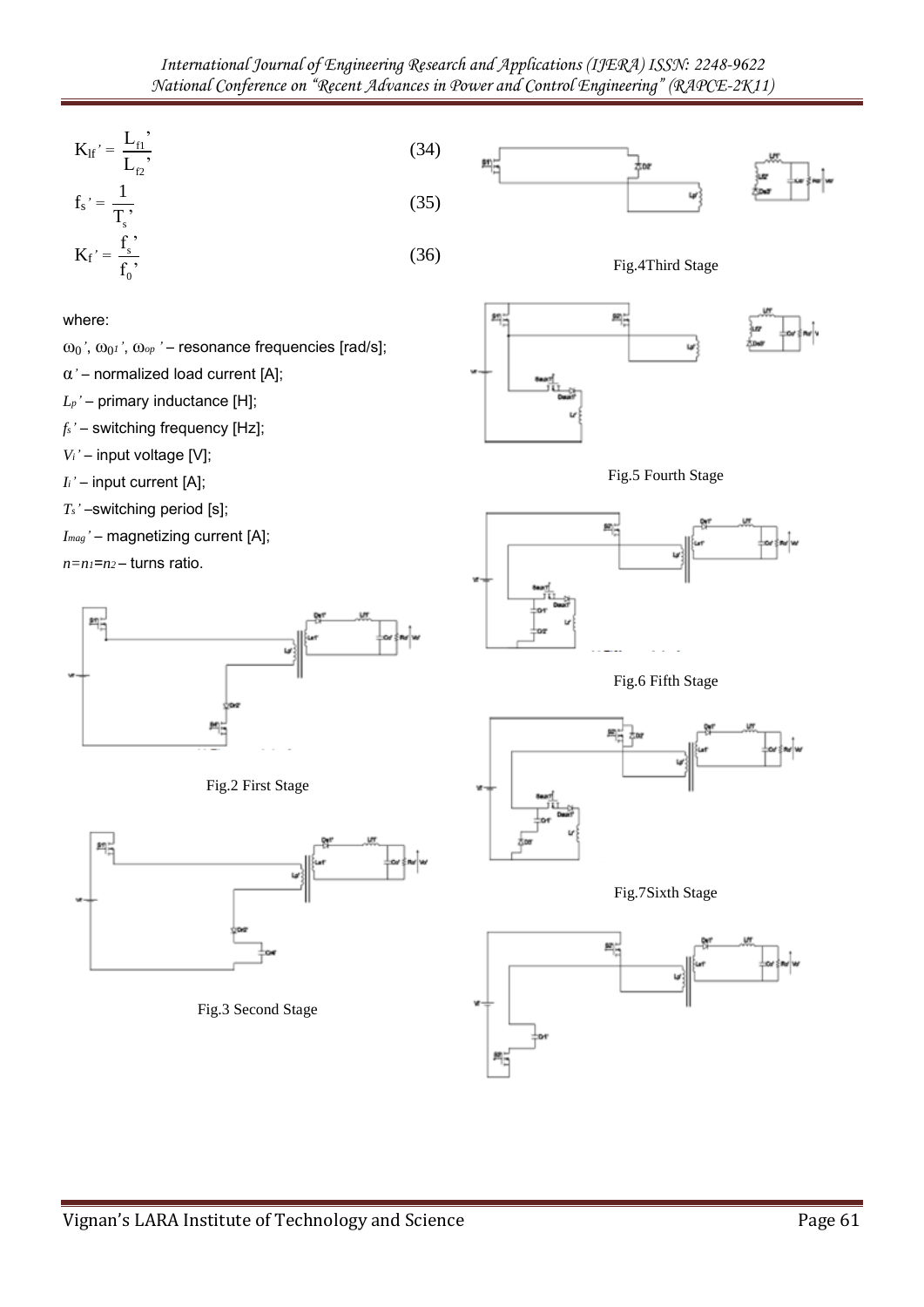$$K_{lf}' = \frac{L_{f1}'}{L_{f2}'} \quad (34)$$

$$f_s' = \frac{1}{T_s'} \quad (35)$$

$$K_f' = \frac{f_s'}{f_0'} \quad (36)$$

where:

$\omega_0'$, $\omega_{01}'$, $\omega_{op}'$ – resonance frequencies [rad/s];

$\alpha'$ – normalized load current [A];

$L_p'$ – primary inductance [H];

$f_s'$ – switching frequency [Hz];

$V_i'$ – input voltage [V];

$I_i'$ – input current [A];

$T_s'$ –switching period [s];

$I_{mag}'$ – magnetizing current [A];

$n=n_1=n_2$ – turns ratio.

Fig.2 First Stage

Fig.3 Second Stage

Fig.4Third Stage

Fig.5 Fourth Stage

Fig.6 Fifth Stage

Fig.7Sixth Stage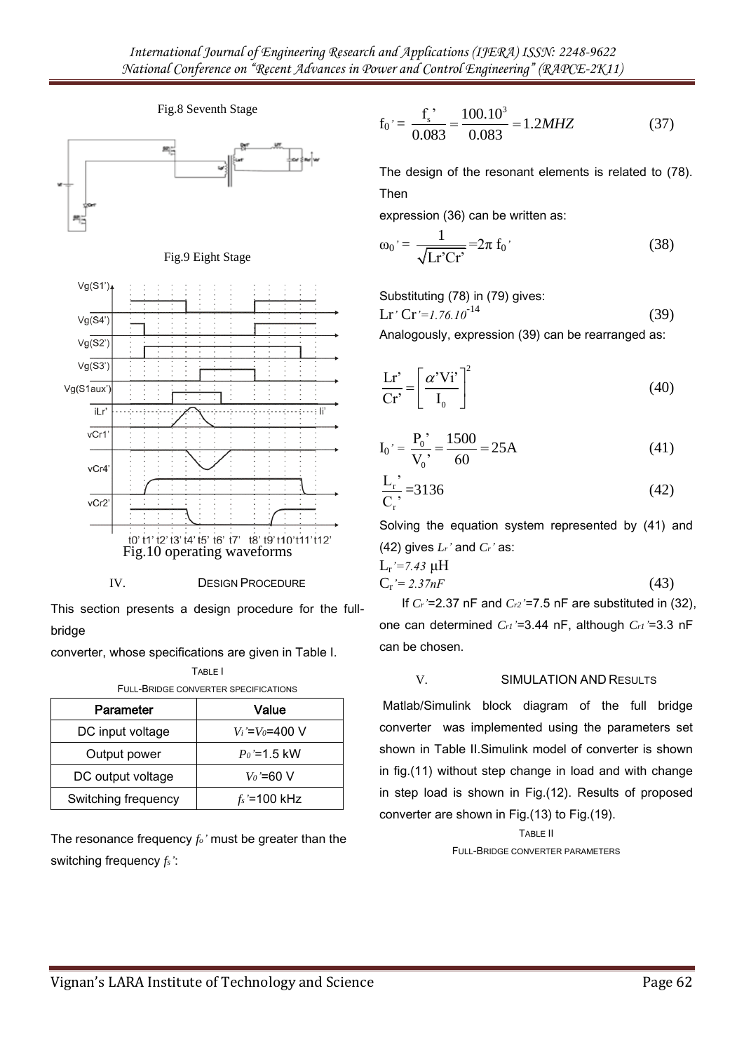Fig.8 Seventh Stage

Fig.9 Eight Stage

Fig.10 operating waveforms

## IV. DESIGN PROCEDURE

This section presents a design procedure for the full-bridge converter, whose specifications are given in Table I.

TABLE I
FULL-BRIDGE CONVERTER SPECIFICATIONS

| Parameter | Value |
|---|---|
| DC input voltage | $V_i'=V_0$=400 V |
| Output power | $P_0'$=1.5 kW |
| DC output voltage | $V_0'$=60 V |
| Switching frequency | $f_s'$=100 kHz |

The resonance frequency $f_o'$ must be greater than the switching frequency $f_s'$:

$$f_0' = \frac{f_s'}{0.083} = \frac{100.10^3}{0.083} = 1.2MHZ \tag{37}$$

The design of the resonant elements is related to (78). Then

expression (36) can be written as:

$$\omega_0' = \frac{1}{\sqrt{Lr'Cr'}} = 2\pi f_0' \tag{38}$$

Substituting (78) in (79) gives:

$$Lr' \, Cr' = 1.76.10^{-14} \tag{39}$$

Analogously, expression (39) can be rearranged as:

$$\frac{Lr'}{Cr'} = \left[\frac{\alpha' Vi'}{I_0}\right]^2 \tag{40}$$

$$I_0' = \frac{P_0'}{V_0'} = \frac{1500}{60} = 25A \tag{41}$$

$$\frac{L_r'}{C_r'} = 3136 \tag{42}$$

Solving the equation system represented by (41) and (42) gives $L_r'$ and $C_r'$ as:

$$L_r' = 7.43 \, \mu H$$

$$C_r' = 2.37nF \tag{43}$$

If $C_r'$=2.37 nF and $C_{r2}'$=7.5 nF are substituted in (32), one can determined $C_{r1}'$=3.44 nF, although $C_{r1}'$=3.3 nF can be chosen.

## V. SIMULATION AND RESULTS

Matlab/Simulink block diagram of the full bridge converter was implemented using the parameters set shown in Table II.Simulink model of converter is shown in fig.(11) without step change in load and with change in step load is shown in Fig.(12). Results of proposed converter are shown in Fig.(13) to Fig.(19).

TABLE II
FULL-BRIDGE CONVERTER PARAMETERS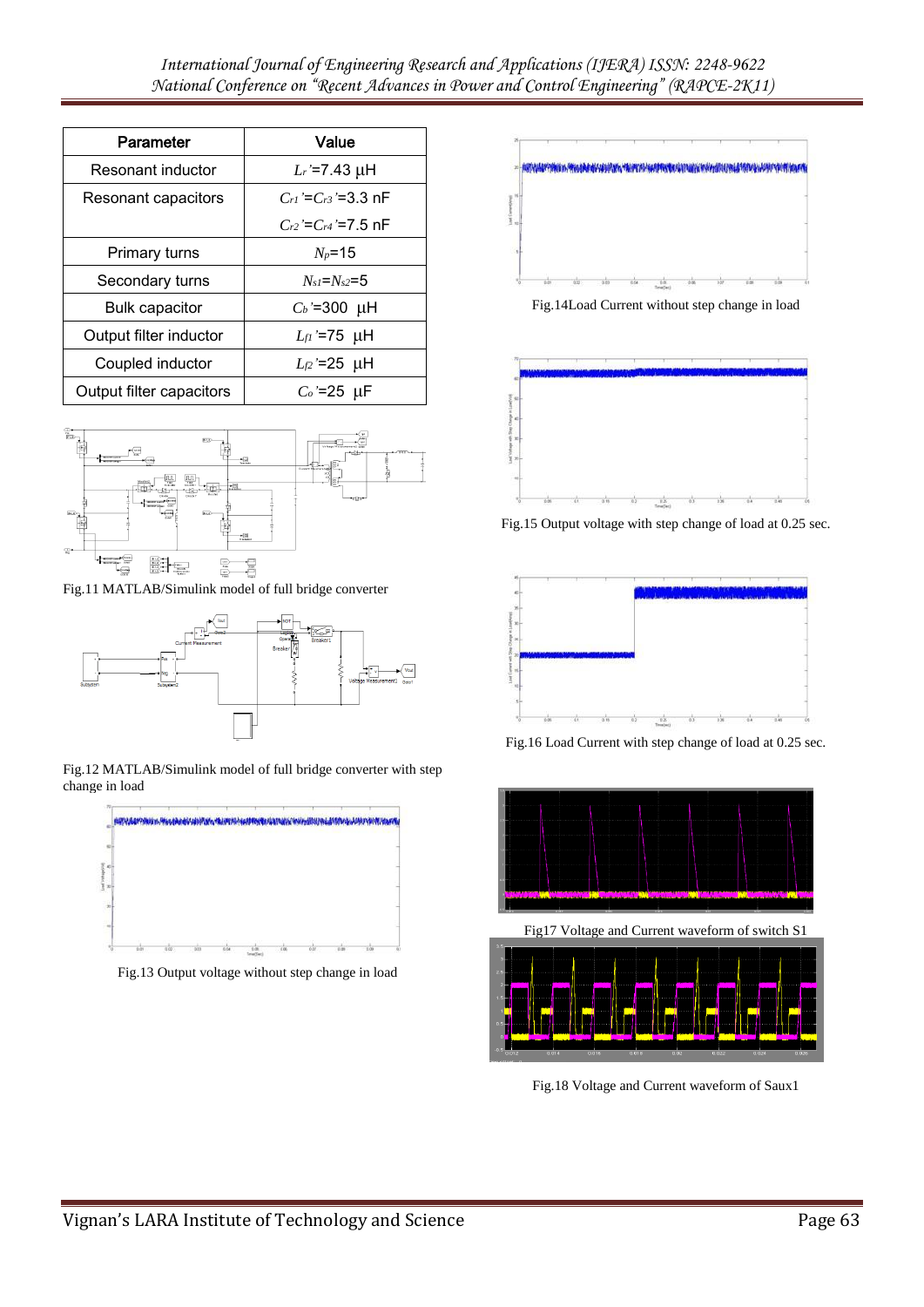| Parameter | Value |
| --- | --- |
| Resonant inductor | $L_r$'=7.43 µH |
| Resonant capacitors | $C_{r1}$'=$C_{r3}$'=3.3 nF<br>$C_{r2}$'=$C_{r4}$'=7.5 nF |
| Primary turns | $N_p$=15 |
| Secondary turns | $N_{s1}$=$N_{s2}$=5 |
| Bulk capacitor | $C_b$'=300 µH |
| Output filter inductor | $L_{f1}$'=75 µH |
| Coupled inductor | $L_{f2}$'=25 µH |
| Output filter capacitors | $C_o$'=25 µF |

Fig.11 MATLAB/Simulink model of full bridge converter

Fig.12 MATLAB/Simulink model of full bridge converter with step change in load

Fig.13 Output voltage without step change in load

Fig.14Load Current without step change in load

Fig.15 Output voltage with step change of load at 0.25 sec.

Fig.16 Load Current with step change of load at 0.25 sec.

Fig17 Voltage and Current waveform of switch S1

Fig.18 Voltage and Current waveform of Saux1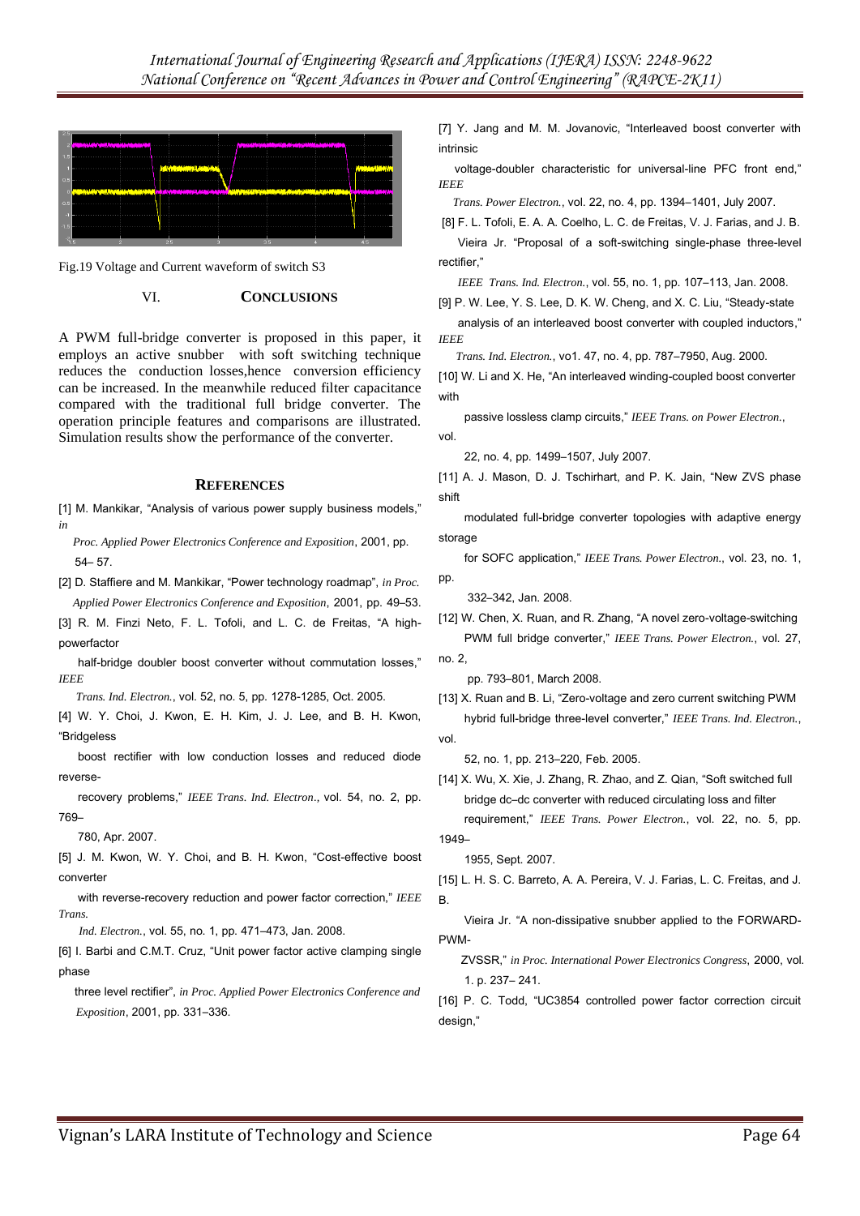Fig.19 Voltage and Current waveform of switch S3

## VI. CONCLUSIONS

A PWM full-bridge converter is proposed in this paper, it employs an active snubber with soft switching technique reduces the conduction losses,hence conversion efficiency can be increased. In the meanwhile reduced filter capacitance compared with the traditional full bridge converter. The operation principle features and comparisons are illustrated. Simulation results show the performance of the converter.

## REFERENCES

[1] M. Mankikar, "Analysis of various power supply business models," *in Proc. Applied Power Electronics Conference and Exposition*, 2001, pp. 54– 57.

[2] D. Staffiere and M. Mankikar, "Power technology roadmap", *in Proc. Applied Power Electronics Conference and Exposition*, 2001, pp. 49–53.

[3] R. M. Finzi Neto, F. L. Tofoli, and L. C. de Freitas, "A high-powerfactor half-bridge doubler boost converter without commutation losses," *IEEE Trans. Ind. Electron.*, vol. 52, no. 5, pp. 1278-1285, Oct. 2005.

[4] W. Y. Choi, J. Kwon, E. H. Kim, J. J. Lee, and B. H. Kwon, "Bridgeless boost rectifier with low conduction losses and reduced diode reverse-recovery problems," *IEEE Trans. Ind. Electron*., vol. 54, no. 2, pp. 769–780, Apr. 2007.

[5] J. M. Kwon, W. Y. Choi, and B. H. Kwon, "Cost-effective boost converter with reverse-recovery reduction and power factor correction," *IEEE Trans. Ind. Electron.*, vol. 55, no. 1, pp. 471–473, Jan. 2008.

[6] I. Barbi and C.M.T. Cruz, "Unit power factor active clamping single phase three level rectifier", *in Proc. Applied Power Electronics Conference and Exposition*, 2001, pp. 331–336.

[7] Y. Jang and M. M. Jovanovic, "Interleaved boost converter with intrinsic voltage-doubler characteristic for universal-line PFC front end," *IEEE Trans. Power Electron.*, vol. 22, no. 4, pp. 1394–1401, July 2007.

[8] F. L. Tofoli, E. A. A. Coelho, L. C. de Freitas, V. J. Farias, and J. B. Vieira Jr. "Proposal of a soft-switching single-phase three-level rectifier," *IEEE Trans. Ind. Electron.*, vol. 55, no. 1, pp. 107–113, Jan. 2008.

[9] P. W. Lee, Y. S. Lee, D. K. W. Cheng, and X. C. Liu, "Steady-state analysis of an interleaved boost converter with coupled inductors," *IEEE Trans. Ind. Electron.*, vo1. 47, no. 4, pp. 787–7950, Aug. 2000.

[10] W. Li and X. He, "An interleaved winding-coupled boost converter with passive lossless clamp circuits," *IEEE Trans. on Power Electron.*, vol. 22, no. 4, pp. 1499–1507, July 2007.

[11] A. J. Mason, D. J. Tschirhart, and P. K. Jain, "New ZVS phase shift modulated full-bridge converter topologies with adaptive energy storage for SOFC application," *IEEE Trans. Power Electron.*, vol. 23, no. 1, pp. 332–342, Jan. 2008.

[12] W. Chen, X. Ruan, and R. Zhang, "A novel zero-voltage-switching PWM full bridge converter," *IEEE Trans. Power Electron.*, vol. 27, no. 2, pp. 793–801, March 2008.

[13] X. Ruan and B. Li, "Zero-voltage and zero current switching PWM hybrid full-bridge three-level converter," *IEEE Trans. Ind. Electron.*, vol. 52, no. 1, pp. 213–220, Feb. 2005.

[14] X. Wu, X. Xie, J. Zhang, R. Zhao, and Z. Qian, "Soft switched full bridge dc–dc converter with reduced circulating loss and filter requirement," *IEEE Trans. Power Electron.*, vol. 22, no. 5, pp. 1949–1955, Sept. 2007.

[15] L. H. S. C. Barreto, A. A. Pereira, V. J. Farias, L. C. Freitas, and J. B. Vieira Jr. "A non-dissipative snubber applied to the FORWARD-PWM-ZVSSR," *in Proc. International Power Electronics Congress*, 2000, vol. 1. p. 237– 241.

[16] P. C. Todd, "UC3854 controlled power factor correction circuit design,"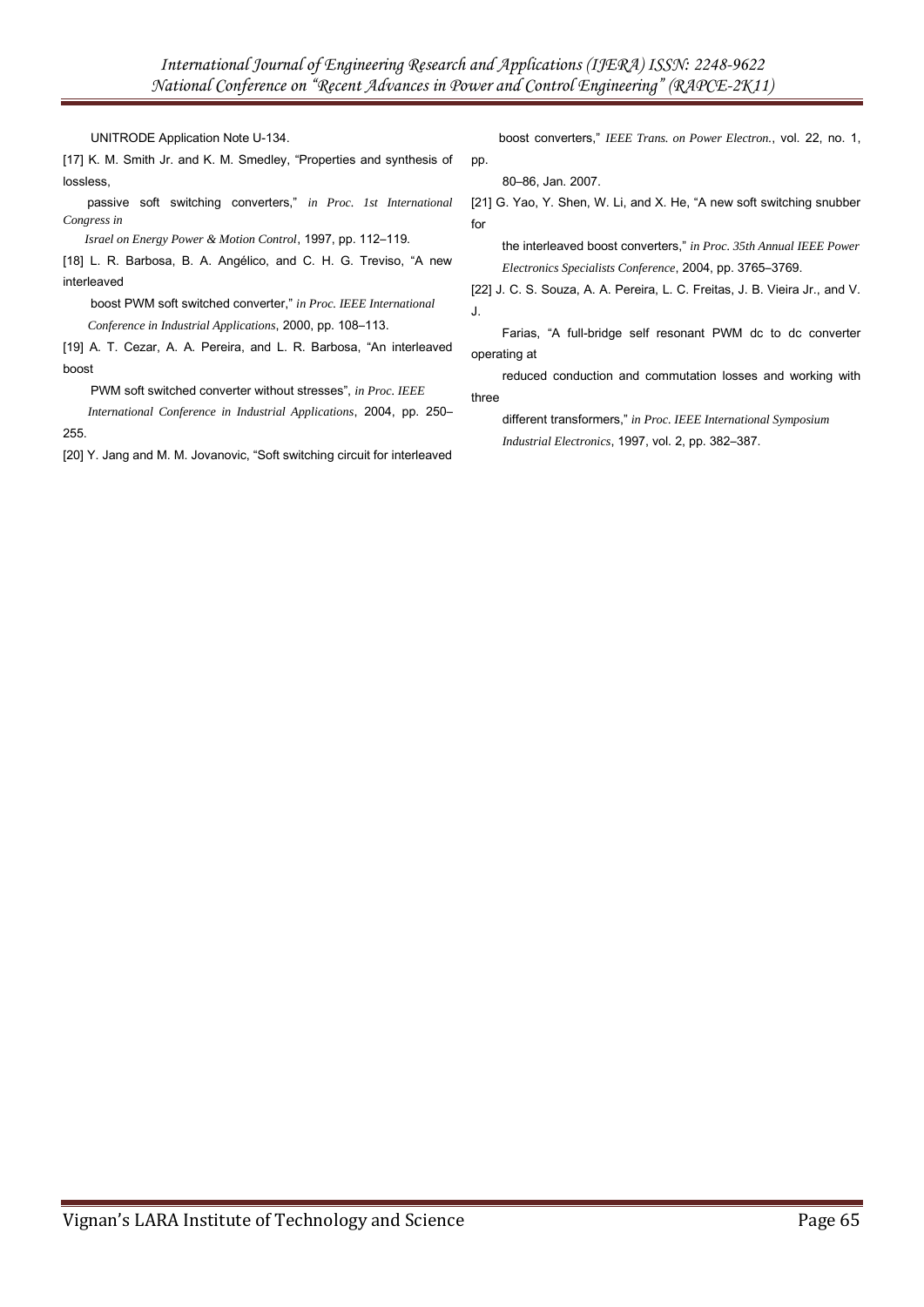UNITRODE Application Note U-134.

[17] K. M. Smith Jr. and K. M. Smedley, "Properties and synthesis of lossless, passive soft switching converters," *in Proc. 1st International Congress in Israel on Energy Power & Motion Control*, 1997, pp. 112–119.

[18] L. R. Barbosa, B. A. Angélico, and C. H. G. Treviso, "A new interleaved boost PWM soft switched converter," *in Proc. IEEE International Conference in Industrial Applications*, 2000, pp. 108–113.

[19] A. T. Cezar, A. A. Pereira, and L. R. Barbosa, "An interleaved boost PWM soft switched converter without stresses", *in Proc. IEEE International Conference in Industrial Applications*, 2004, pp. 250–255.

[20] Y. Jang and M. M. Jovanovic, "Soft switching circuit for interleaved boost converters," *IEEE Trans. on Power Electron.*, vol. 22, no. 1, pp. 80–86, Jan. 2007.

[21] G. Yao, Y. Shen, W. Li, and X. He, "A new soft switching snubber for the interleaved boost converters," *in Proc. 35th Annual IEEE Power Electronics Specialists Conference*, 2004, pp. 3765–3769.

[22] J. C. S. Souza, A. A. Pereira, L. C. Freitas, J. B. Vieira Jr., and V. J. Farias, "A full-bridge self resonant PWM dc to dc converter operating at reduced conduction and commutation losses and working with three different transformers," *in Proc. IEEE International Symposium Industrial Electronics*, 1997, vol. 2, pp. 382–387.